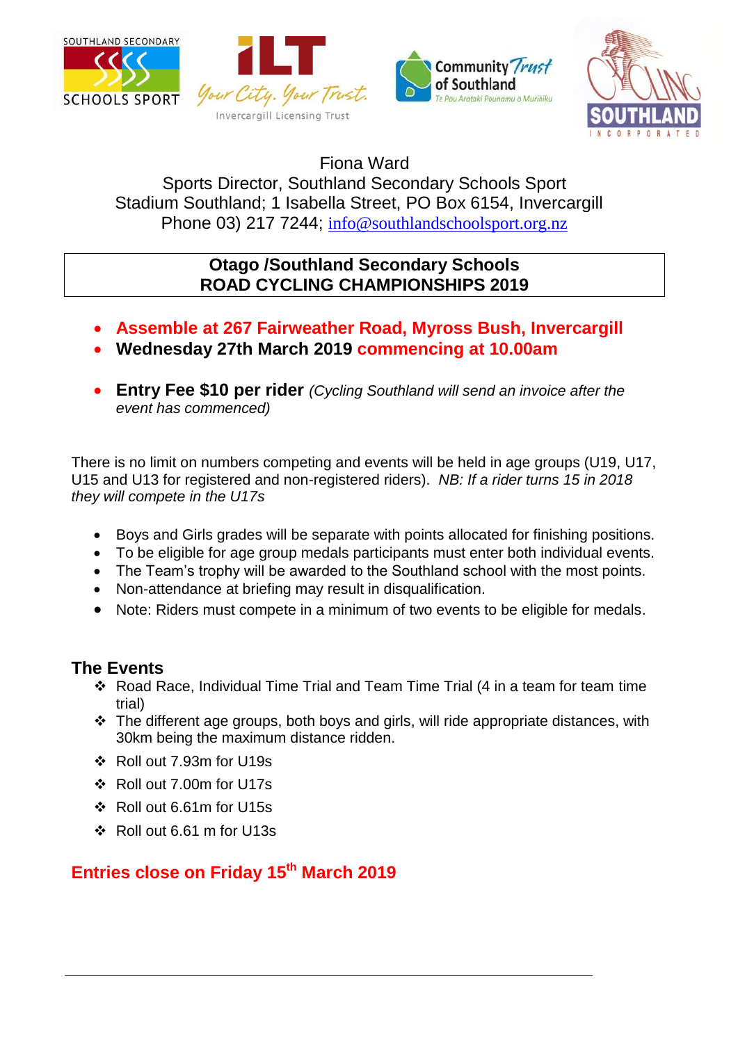Fiona Ward
Sports Director, Southland Secondary Schools Sport
Stadium Southland; 1 Isabella Street, PO Box 6154, Invercargill
Phone 03) 217 7244; info@southlandschoolsport.org.nz

## Otago /Southland Secondary Schools ROAD CYCLING CHAMPIONSHIPS 2019

- **Assemble at 267 Fairweather Road, Myross Bush, Invercargill**
- **Wednesday 27th March 2019 commencing at 10.00am**

- **Entry Fee $10 per rider** *(Cycling Southland will send an invoice after the event has commenced)*

There is no limit on numbers competing and events will be held in age groups (U19, U17, U15 and U13 for registered and non-registered riders). *NB: If a rider turns 15 in 2018 they will compete in the U17s*

- Boys and Girls grades will be separate with points allocated for finishing positions.
- To be eligible for age group medals participants must enter both individual events.
- The Team's trophy will be awarded to the Southland school with the most points.
- Non-attendance at briefing may result in disqualification.
- Note: Riders must compete in a minimum of two events to be eligible for medals.

### The Events

- Road Race, Individual Time Trial and Team Time Trial (4 in a team for team time trial)
- The different age groups, both boys and girls, will ride appropriate distances, with 30km being the maximum distance ridden.
- Roll out 7.93m for U19s
- Roll out 7.00m for U17s
- Roll out 6.61m for U15s
- Roll out 6.61 m for U13s

**Entries close on Friday 15th March 2019**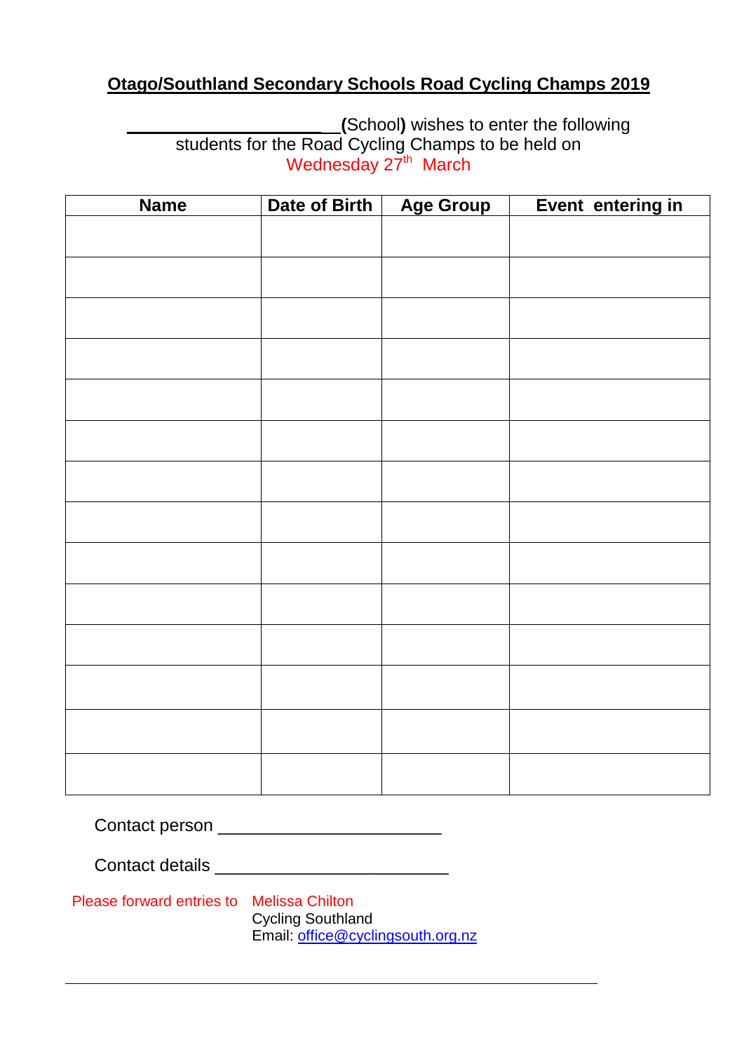**Otago/Southland Secondary Schools Road Cycling Champs 2019**

____________________**(**School**)** wishes to enter the following students for the Road Cycling Champs to be held on Wednesday 27th March

| Name | Date of Birth | Age Group | Event entering in |
|---|---|---|---|
| | | | |
| | | | |
| | | | |
| | | | |
| | | | |
| | | | |
| | | | |
| | | | |
| | | | |
| | | | |
| | | | |
| | | | |
| | | | |
| | | | |

Contact person ______________________

Contact details ________________________

Please forward entries to Melissa Chilton
Cycling Southland
Email: office@cyclingsouth.org.nz